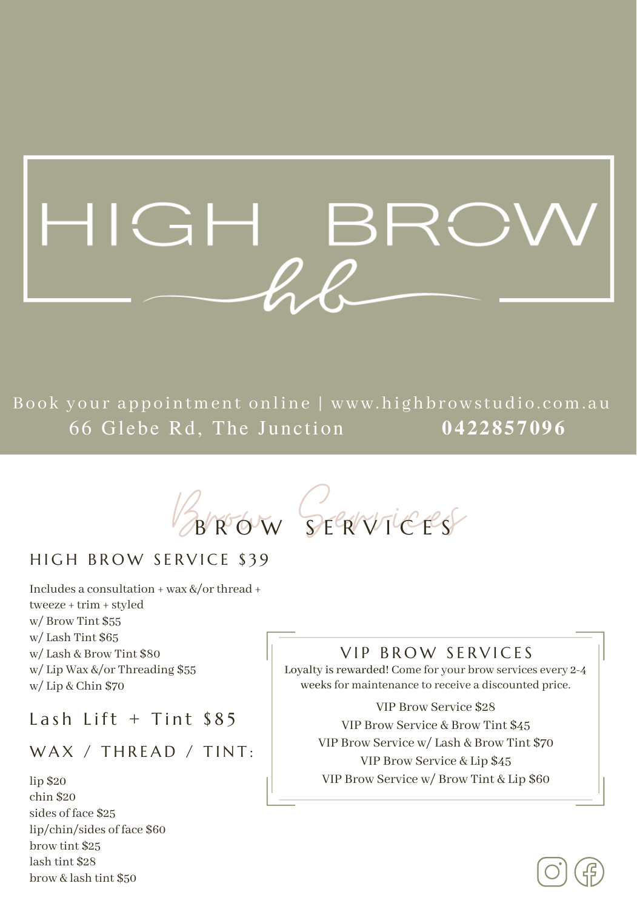# HIGH BROW

hb

Book your appointment online | www.highbrowstudio.com.au

66 Glebe Rd, The Junction **0422857096**

## BROW SERVICES

### HIGH BROW SERVICE $39

Includes a consultation + wax &/or thread + tweeze + trim + styled

w/ Brow Tint $55
w/ Lash Tint $65
w/ Lash & Brow Tint $80
w/ Lip Wax &/or Threading $55
w/ Lip & Chin $70

### Lash Lift + Tint $85

### WAX / THREAD / TINT:

lip $20
chin $20
sides of face $25
lip/chin/sides of face $60
brow tint $25
lash tint $28
brow & lash tint $50

### VIP BROW SERVICES

Loyalty is rewarded! Come for your brow services every 2-4 weeks for maintenance to receive a discounted price.

VIP Brow Service $28
VIP Brow Service & Brow Tint $45
VIP Brow Service w/ Lash & Brow Tint $70
VIP Brow Service & Lip $45
VIP Brow Service w/ Brow Tint & Lip $60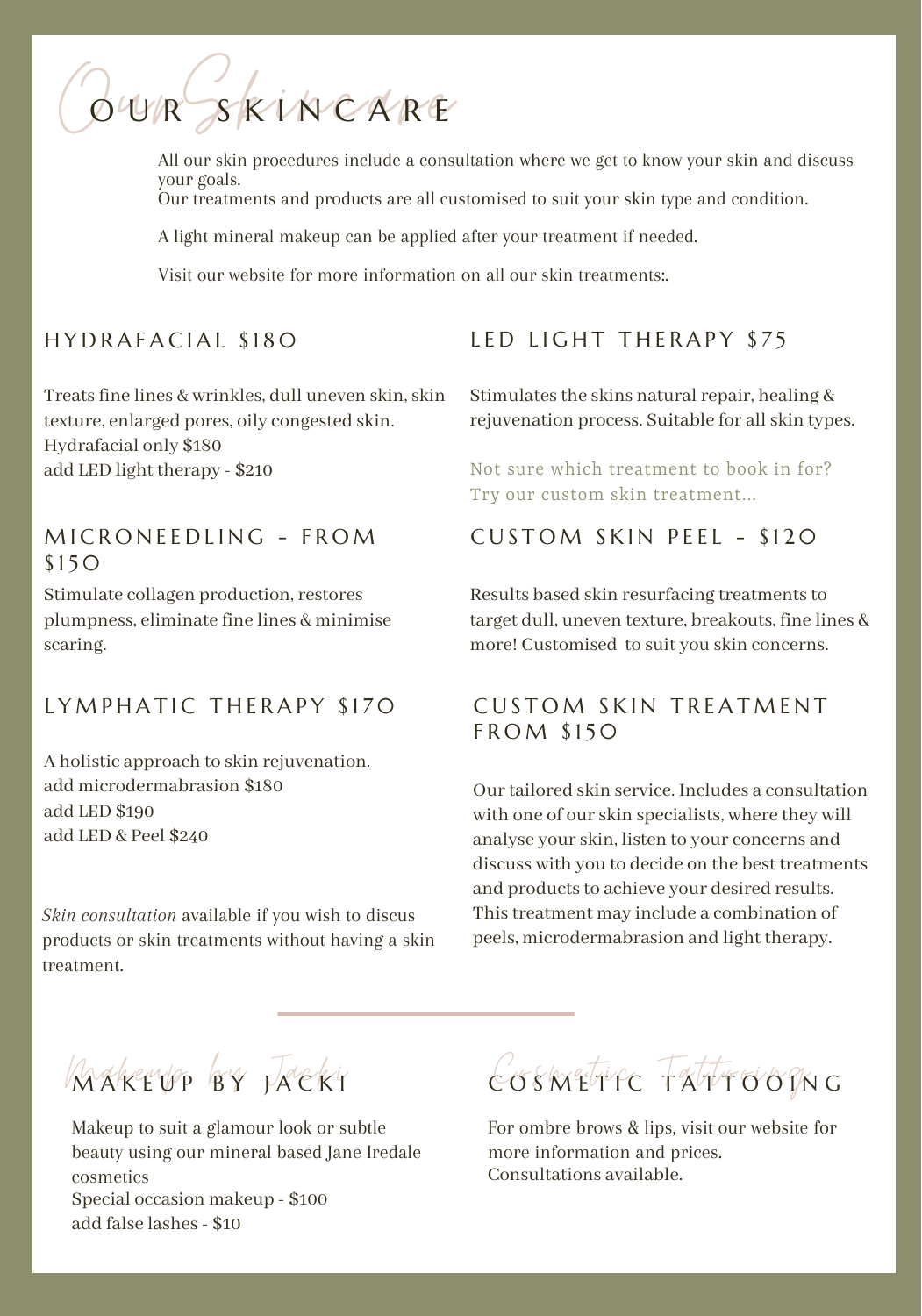# OUR SKINCARE

All our skin procedures include a consultation where we get to know your skin and discuss your goals.
Our treatments and products are all customised to suit your skin type and condition.

A light mineral makeup can be applied after your treatment if needed.

Visit our website for more information on all our skin treatments:.

## HYDRAFACIAL $180

Treats fine lines & wrinkles, dull uneven skin, skin texture, enlarged pores, oily congested skin.
Hydrafacial only $180
add LED light therapy - $210

## MICRONEEDLING - FROM $150

Stimulate collagen production, restores plumpness, eliminate fine lines & minimise scaring.

## LYMPHATIC THERAPY $170

A holistic approach to skin rejuvenation.
add microdermabrasion $180
add LED $190
add LED & Peel $240

*Skin consultation* available if you wish to discus products or skin treatments without having a skin treatment.

## LED LIGHT THERAPY $75

Stimulates the skins natural repair, healing & rejuvenation process. Suitable for all skin types.

Not sure which treatment to book in for? Try our custom skin treatment...

## CUSTOM SKIN PEEL - $120

Results based skin resurfacing treatments to target dull, uneven texture, breakouts, fine lines & more! Customised to suit you skin concerns.

## CUSTOM SKIN TREATMENT FROM $150

Our tailored skin service. Includes a consultation with one of our skin specialists, where they will analyse your skin, listen to your concerns and discuss with you to decide on the best treatments and products to achieve your desired results. This treatment may include a combination of peels, microdermabrasion and light therapy.

# MAKEUP BY JACKI

Makeup to suit a glamour look or subtle beauty using our mineral based Jane Iredale cosmetics
Special occasion makeup - $100
add false lashes - $10

# COSMETIC TATTOOING

For ombre brows & lips, visit our website for more information and prices.
Consultations available.